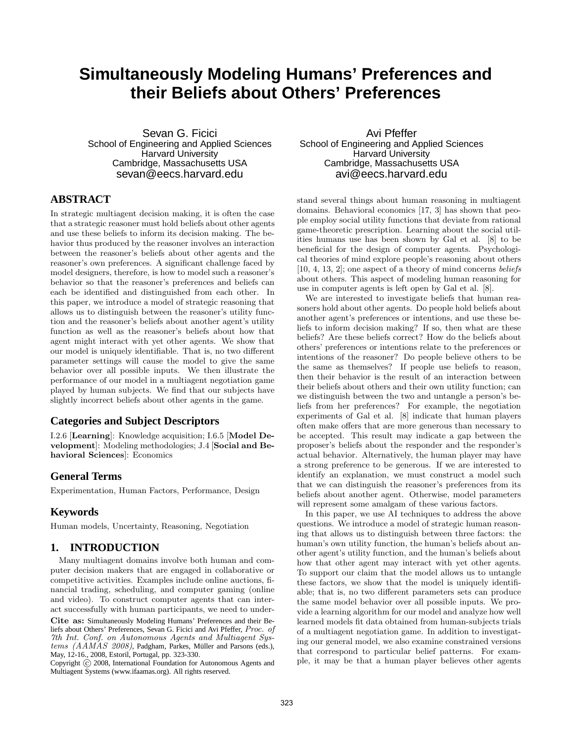# Simultaneously Modeling Humans' Preferences and their Beliefs about Others' Preferences

Sevan G. Ficici
School of Engineering and Applied Sciences
Harvard University
Cambridge, Massachusetts USA
sevan@eecs.harvard.edu

Avi Pfeffer
School of Engineering and Applied Sciences
Harvard University
Cambridge, Massachusetts USA
avi@eecs.harvard.edu

## ABSTRACT

In strategic multiagent decision making, it is often the case that a strategic reasoner must hold beliefs about other agents and use these beliefs to inform its decision making. The behavior thus produced by the reasoner involves an interaction between the reasoner's beliefs about other agents and the reasoner's own preferences. A significant challenge faced by model designers, therefore, is how to model such a reasoner's behavior so that the reasoner's preferences and beliefs can each be identified and distinguished from each other. In this paper, we introduce a model of strategic reasoning that allows us to distinguish between the reasoner's utility function and the reasoner's beliefs about another agent's utility function as well as the reasoner's beliefs about how that agent might interact with yet other agents. We show that our model is uniquely identifiable. That is, no two different parameter settings will cause the model to give the same behavior over all possible inputs. We then illustrate the performance of our model in a multiagent negotiation game played by human subjects. We find that our subjects have slightly incorrect beliefs about other agents in the game.

### Categories and Subject Descriptors

I.2.6 [**Learning**]: Knowledge acquisition; I.6.5 [**Model Development**]: Modeling methodologies; J.4 [**Social and Behavioral Sciences**]: Economics

### General Terms

Experimentation, Human Factors, Performance, Design

### Keywords

Human models, Uncertainty, Reasoning, Negotiation

## 1. INTRODUCTION

Many multiagent domains involve both human and computer decision makers that are engaged in collaborative or competitive activities. Examples include online auctions, financial trading, scheduling, and computer gaming (online and video). To construct computer agents that can interact successfully with human participants, we need to understand several things about human reasoning in multiagent domains. Behavioral economics [17, 3] has shown that people employ social utility functions that deviate from rational game-theoretic prescription. Learning about the social utilities humans use has been shown by Gal et al. [8] to be beneficial for the design of computer agents. Psychological theories of mind explore people's reasoning about others [10, 4, 13, 2]; one aspect of a theory of mind concerns *beliefs* about others. This aspect of modeling human reasoning for use in computer agents is left open by Gal et al. [8].

We are interested to investigate beliefs that human reasoners hold about other agents. Do people hold beliefs about another agent's preferences or intentions, and use these beliefs to inform decision making? If so, then what are these beliefs? Are these beliefs correct? How do the beliefs about others' preferences or intentions relate to the preferences or intentions of the reasoner? Do people believe others to be the same as themselves? If people use beliefs to reason, then their behavior is the result of an interaction between their beliefs about others and their own utility function; can we distinguish between the two and untangle a person's beliefs from her preferences? For example, the negotiation experiments of Gal et al. [8] indicate that human players often make offers that are more generous than necessary to be accepted. This result may indicate a gap between the proposer's beliefs about the responder and the responder's actual behavior. Alternatively, the human player may have a strong preference to be generous. If we are interested to identify an explanation, we must construct a model such that we can distinguish the reasoner's preferences from its beliefs about another agent. Otherwise, model parameters will represent some amalgam of these various factors.

In this paper, we use AI techniques to address the above questions. We introduce a model of strategic human reasoning that allows us to distinguish between three factors: the human's own utility function, the human's beliefs about another agent's utility function, and the human's beliefs about how that other agent may interact with yet other agents. To support our claim that the model allows us to untangle these factors, we show that the model is uniquely identifiable; that is, no two different parameters sets can produce the same model behavior over all possible inputs. We provide a learning algorithm for our model and analyze how well learned models fit data obtained from human-subjects trials of a multiagent negotiation game. In addition to investigating our general model, we also examine constrained versions that correspond to particular belief patterns. For example, it may be that a human player believes other agents

**Cite as:** Simultaneously Modeling Humans' Preferences and their Beliefs about Others' Preferences, Sevan G. Ficici and Avi Pfeffer, *Proc. of 7th Int. Conf. on Autonomous Agents and Multiagent Systems (AAMAS 2008)*, Padgham, Parkes, Müller and Parsons (eds.), May, 12-16., 2008, Estoril, Portugal, pp. 323-330.
Copyright © 2008, International Foundation for Autonomous Agents and Multiagent Systems (www.ifaamas.org). All rights reserved.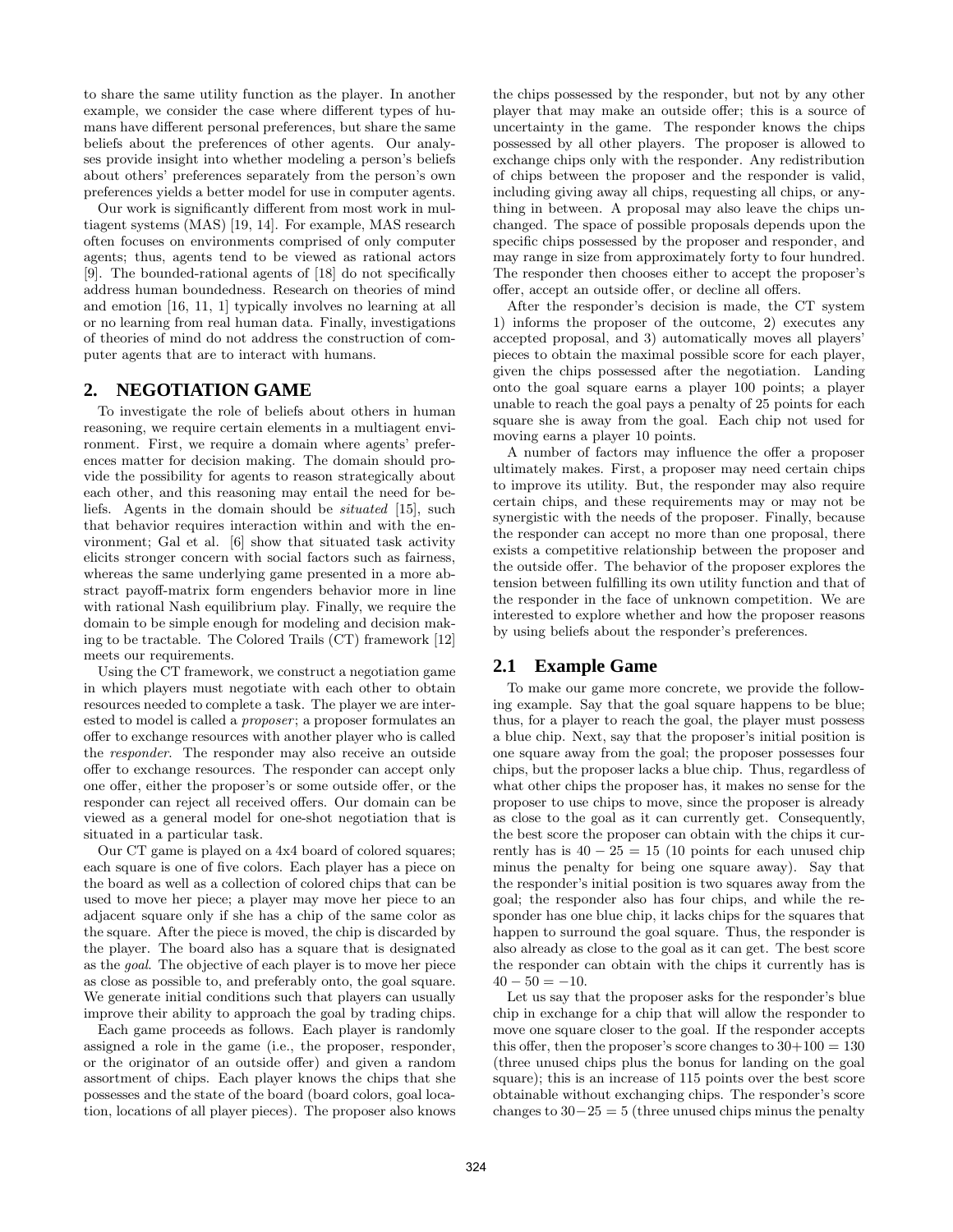to share the same utility function as the player. In another example, we consider the case where different types of humans have different personal preferences, but share the same beliefs about the preferences of other agents. Our analyses provide insight into whether modeling a person's beliefs about others' preferences separately from the person's own preferences yields a better model for use in computer agents.

Our work is significantly different from most work in multiagent systems (MAS) [19, 14]. For example, MAS research often focuses on environments comprised of only computer agents; thus, agents tend to be viewed as rational actors [9]. The bounded-rational agents of [18] do not specifically address human boundedness. Research on theories of mind and emotion [16, 11, 1] typically involves no learning at all or no learning from real human data. Finally, investigations of theories of mind do not address the construction of computer agents that are to interact with humans.

## 2. NEGOTIATION GAME

To investigate the role of beliefs about others in human reasoning, we require certain elements in a multiagent environment. First, we require a domain where agents' preferences matter for decision making. The domain should provide the possibility for agents to reason strategically about each other, and this reasoning may entail the need for beliefs. Agents in the domain should be *situated* [15], such that behavior requires interaction within and with the environment; Gal et al. [6] show that situated task activity elicits stronger concern with social factors such as fairness, whereas the same underlying game presented in a more abstract payoff-matrix form engenders behavior more in line with rational Nash equilibrium play. Finally, we require the domain to be simple enough for modeling and decision making to be tractable. The Colored Trails (CT) framework [12] meets our requirements.

Using the CT framework, we construct a negotiation game in which players must negotiate with each other to obtain resources needed to complete a task. The player we are interested to model is called a *proposer*; a proposer formulates an offer to exchange resources with another player who is called the *responder*. The responder may also receive an outside offer to exchange resources. The responder can accept only one offer, either the proposer's or some outside offer, or the responder can reject all received offers. Our domain can be viewed as a general model for one-shot negotiation that is situated in a particular task.

Our CT game is played on a 4x4 board of colored squares; each square is one of five colors. Each player has a piece on the board as well as a collection of colored chips that can be used to move her piece; a player may move her piece to an adjacent square only if she has a chip of the same color as the square. After the piece is moved, the chip is discarded by the player. The board also has a square that is designated as the *goal*. The objective of each player is to move her piece as close as possible to, and preferably onto, the goal square. We generate initial conditions such that players can usually improve their ability to approach the goal by trading chips.

Each game proceeds as follows. Each player is randomly assigned a role in the game (i.e., the proposer, responder, or the originator of an outside offer) and given a random assortment of chips. Each player knows the chips that she possesses and the state of the board (board colors, goal location, locations of all player pieces). The proposer also knows the chips possessed by the responder, but not by any other player that may make an outside offer; this is a source of uncertainty in the game. The responder knows the chips possessed by all other players. The proposer is allowed to exchange chips only with the responder. Any redistribution of chips between the proposer and the responder is valid, including giving away all chips, requesting all chips, or anything in between. A proposal may also leave the chips unchanged. The space of possible proposals depends upon the specific chips possessed by the proposer and responder, and may range in size from approximately forty to four hundred. The responder then chooses either to accept the proposer's offer, accept an outside offer, or decline all offers.

After the responder's decision is made, the CT system 1) informs the proposer of the outcome, 2) executes any accepted proposal, and 3) automatically moves all players' pieces to obtain the maximal possible score for each player, given the chips possessed after the negotiation. Landing onto the goal square earns a player 100 points; a player unable to reach the goal pays a penalty of 25 points for each square she is away from the goal. Each chip not used for moving earns a player 10 points.

A number of factors may influence the offer a proposer ultimately makes. First, a proposer may need certain chips to improve its utility. But, the responder may also require certain chips, and these requirements may or may not be synergistic with the needs of the proposer. Finally, because the responder can accept no more than one proposal, there exists a competitive relationship between the proposer and the outside offer. The behavior of the proposer explores the tension between fulfilling its own utility function and that of the responder in the face of unknown competition. We are interested to explore whether and how the proposer reasons by using beliefs about the responder's preferences.

### 2.1 Example Game

To make our game more concrete, we provide the following example. Say that the goal square happens to be blue; thus, for a player to reach the goal, the player must possess a blue chip. Next, say that the proposer's initial position is one square away from the goal; the proposer possesses four chips, but the proposer lacks a blue chip. Thus, regardless of what other chips the proposer has, it makes no sense for the proposer to use chips to move, since the proposer is already as close to the goal as it can currently get. Consequently, the best score the proposer can obtain with the chips it currently has is $40 - 25 = 15$ (10 points for each unused chip minus the penalty for being one square away). Say that the responder's initial position is two squares away from the goal; the responder also has four chips, and while the responder has one blue chip, it lacks chips for the squares that happen to surround the goal square. Thus, the responder is also already as close to the goal as it can get. The best score the responder can obtain with the chips it currently has is $40 - 50 = -10$.

Let us say that the proposer asks for the responder's blue chip in exchange for a chip that will allow the responder to move one square closer to the goal. If the responder accepts this offer, then the proposer's score changes to $30+100 = 130$ (three unused chips plus the bonus for landing on the goal square); this is an increase of 115 points over the best score obtainable without exchanging chips. The responder's score changes to $30-25 = 5$ (three unused chips minus the penalty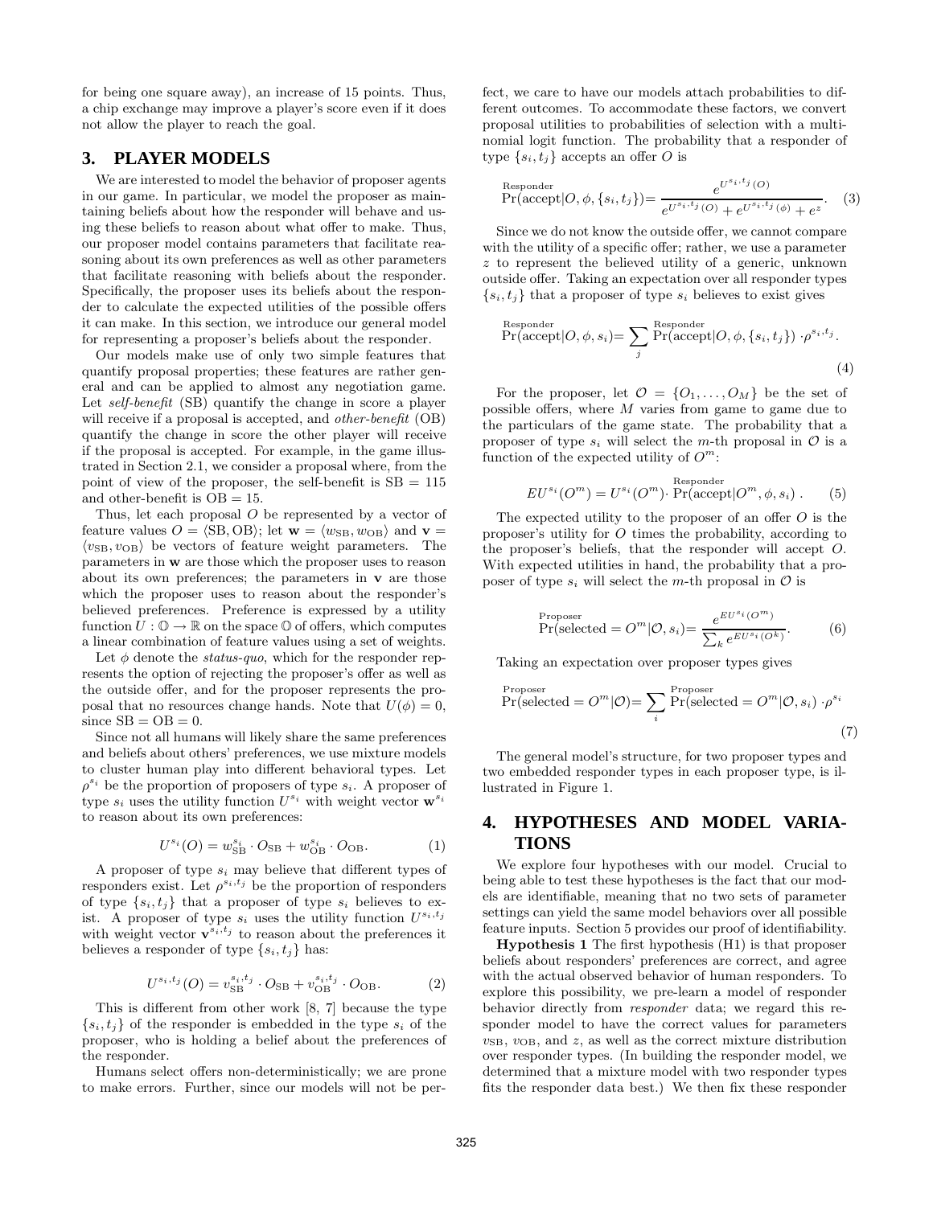for being one square away), an increase of 15 points. Thus, a chip exchange may improve a player's score even if it does not allow the player to reach the goal.

## 3. PLAYER MODELS

We are interested to model the behavior of proposer agents in our game. In particular, we model the proposer as maintaining beliefs about how the responder will behave and using these beliefs to reason about what offer to make. Thus, our proposer model contains parameters that facilitate reasoning about its own preferences as well as other parameters that facilitate reasoning with beliefs about the responder. Specifically, the proposer uses its beliefs about the responder to calculate the expected utilities of the possible offers it can make. In this section, we introduce our general model for representing a proposer's beliefs about the responder.

Our models make use of only two simple features that quantify proposal properties; these features are rather general and can be applied to almost any negotiation game. Let *self-benefit* (SB) quantify the change in score a player will receive if a proposal is accepted, and *other-benefit* (OB) quantify the change in score the other player will receive if the proposal is accepted. For example, in the game illustrated in Section 2.1, we consider a proposal where, from the point of view of the proposer, the self-benefit is SB = 115 and other-benefit is OB = 15.

Thus, let each proposal $O$ be represented by a vector of feature values $O = \langle \text{SB}, \text{OB} \rangle$; let $\mathbf{w} = \langle w_{\text{SB}}, w_{\text{OB}} \rangle$ and $\mathbf{v} = \langle v_{\text{SB}}, v_{\text{OB}} \rangle$ be vectors of feature weight parameters. The parameters in $\mathbf{w}$ are those which the proposer uses to reason about its own preferences; the parameters in $\mathbf{v}$ are those which the proposer uses to reason about the responder's believed preferences. Preference is expressed by a utility function $U : \mathbb{O} \rightarrow \mathbb{R}$ on the space $\mathbb{O}$ of offers, which computes a linear combination of feature values using a set of weights.

Let $\phi$ denote the *status-quo*, which for the responder represents the option of rejecting the proposer's offer as well as the outside offer, and for the proposer represents the proposal that no resources change hands. Note that $U(\phi) = 0$, since SB = OB = 0.

Since not all humans will likely share the same preferences and beliefs about others' preferences, we use mixture models to cluster human play into different behavioral types. Let $\rho^{s_i}$ be the proportion of proposers of type $s_i$. A proposer of type $s_i$ uses the utility function $U^{s_i}$ with weight vector $\mathbf{w}^{s_i}$ to reason about its own preferences:

$$U^{s_i}(O) = w_{\text{SB}}^{s_i} \cdot O_{\text{SB}} + w_{\text{OB}}^{s_i} \cdot O_{\text{OB}}. \quad (1)$$

A proposer of type $s_i$ may believe that different types of responders exist. Let $\rho^{s_i,t_j}$ be the proportion of responders of type $\{s_i, t_j\}$ that a proposer of type $s_i$ believes to exist. A proposer of type $s_i$ uses the utility function $U^{s_i,t_j}$ with weight vector $\mathbf{v}^{s_i,t_j}$ to reason about the preferences it believes a responder of type $\{s_i, t_j\}$ has:

$$U^{s_i,t_j}(O) = v_{\text{SB}}^{s_i,t_j} \cdot O_{\text{SB}} + v_{\text{OB}}^{s_i,t_j} \cdot O_{\text{OB}}. \quad (2)$$

This is different from other work [8, 7] because the type $\{s_i, t_j\}$ of the responder is embedded in the type $s_i$ of the proposer, who is holding a belief about the preferences of the responder.

Humans select offers non-deterministically; we are prone to make errors. Further, since our models will not be perfect, we care to have our models attach probabilities to different outcomes. To accommodate these factors, we convert proposal utilities to probabilities of selection with a multinomial logit function. The probability that a responder of type $\{s_i, t_j\}$ accepts an offer $O$ is

$$\overset{\text{Responder}}{\Pr}(\text{accept}|O, \phi, \{s_i, t_j\}) = \frac{e^{U^{s_i,t_j}(O)}}{e^{U^{s_i,t_j}(O)} + e^{U^{s_i,t_j}(\phi)} + e^z}. \quad (3)$$

Since we do not know the outside offer, we cannot compare with the utility of a specific offer; rather, we use a parameter $z$ to represent the believed utility of a generic, unknown outside offer. Taking an expectation over all responder types $\{s_i, t_j\}$ that a proposer of type $s_i$ believes to exist gives

$$\overset{\text{Responder}}{\Pr}(\text{accept}|O, \phi, s_i) = \sum_j \overset{\text{Responder}}{\Pr}(\text{accept}|O, \phi, \{s_i, t_j\}) \cdot \rho^{s_i,t_j}. \quad (4)$$

For the proposer, let $\mathcal{O} = \{O_1, \ldots, O_M\}$ be the set of possible offers, where $M$ varies from game to game due to the particulars of the game state. The probability that a proposer of type $s_i$ will select the $m$-th proposal in $\mathcal{O}$ is a function of the expected utility of $O^m$:

$$EU^{s_i}(O^m) = U^{s_i}(O^m) \cdot \overset{\text{Responder}}{\Pr}(\text{accept}|O^m, \phi, s_i). \quad (5)$$

The expected utility to the proposer of an offer $O$ is the proposer's utility for $O$ times the probability, according to the proposer's beliefs, that the responder will accept $O$. With expected utilities in hand, the probability that a proposer of type $s_i$ will select the $m$-th proposal in $\mathcal{O}$ is

$$\overset{\text{Proposer}}{\Pr}(\text{selected} = O^m|\mathcal{O}, s_i) = \frac{e^{EU^{s_i}(O^m)}}{\sum_k e^{EU^{s_i}(O^k)}}. \quad (6)$$

Taking an expectation over proposer types gives

$$\overset{\text{Proposer}}{\Pr}(\text{selected} = O^m|\mathcal{O}) = \sum_i \overset{\text{Proposer}}{\Pr}(\text{selected} = O^m|\mathcal{O}, s_i) \cdot \rho^{s_i} \quad (7)$$

The general model's structure, for two proposer types and two embedded responder types in each proposer type, is illustrated in Figure 1.

## 4. HYPOTHESES AND MODEL VARIATIONS

We explore four hypotheses with our model. Crucial to being able to test these hypotheses is the fact that our models are identifiable, meaning that no two sets of parameter settings can yield the same model behaviors over all possible feature inputs. Section 5 provides our proof of identifiability.

**Hypothesis 1** The first hypothesis (H1) is that proposer beliefs about responders' preferences are correct, and agree with the actual observed behavior of human responders. To explore this possibility, we pre-learn a model of responder behavior directly from *responder* data; we regard this responder model to have the correct values for parameters $v_{\text{SB}}$, $v_{\text{OB}}$, and $z$, as well as the correct mixture distribution over responder types. (In building the responder model, we determined that a mixture model with two responder types fits the responder data best.) We then fix these responder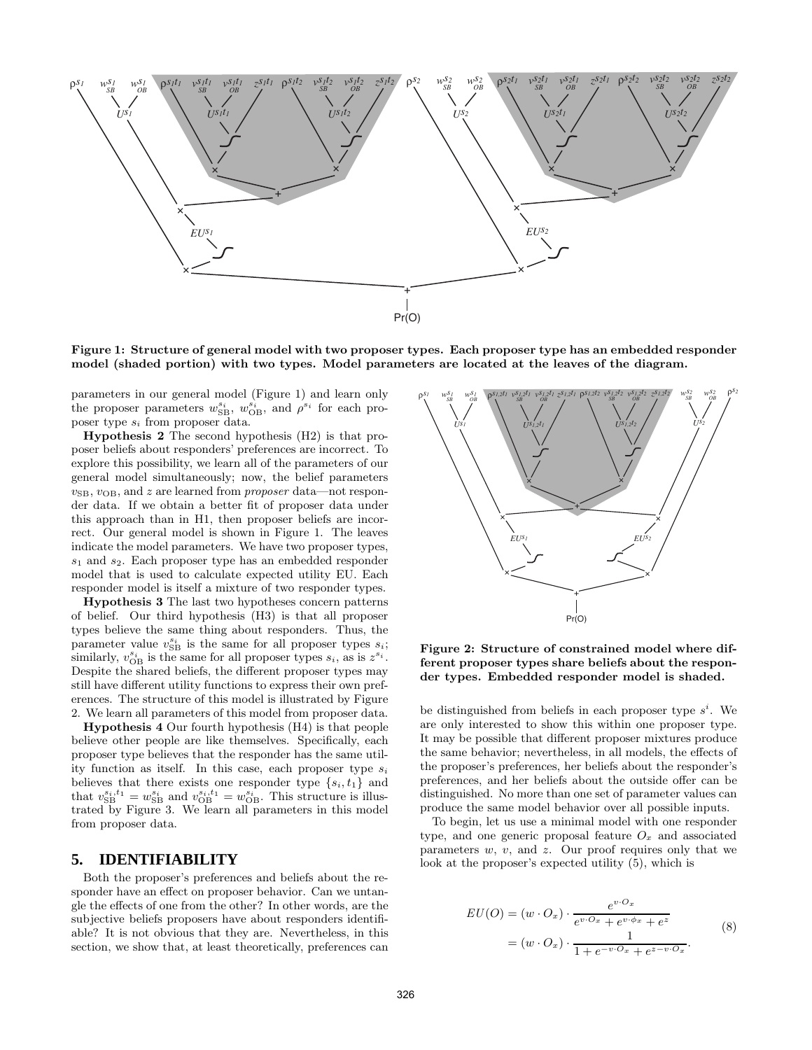Figure 1: Structure of general model with two proposer types. Each proposer type has an embedded responder model (shaded portion) with two types. Model parameters are located at the leaves of the diagram.

parameters in our general model (Figure 1) and learn only the proposer parameters $w^{s_i}_{\mathrm{SB}}$, $w^{s_i}_{\mathrm{OB}}$, and $\rho^{s_i}$ for each proposer type $s_i$ from proposer data.

**Hypothesis 2** The second hypothesis (H2) is that proposer beliefs about responders' preferences are incorrect. To explore this possibility, we learn all of the parameters of our general model simultaneously; now, the belief parameters $v_{\mathrm{SB}}$, $v_{\mathrm{OB}}$, and $z$ are learned from *proposer* data—not responder data. If we obtain a better fit of proposer data under this approach than in H1, then proposer beliefs are incorrect. Our general model is shown in Figure 1. The leaves indicate the model parameters. We have two proposer types, $s_1$ and $s_2$. Each proposer type has an embedded responder model that is used to calculate expected utility EU. Each responder model is itself a mixture of two responder types.

**Hypothesis 3** The last two hypotheses concern patterns of belief. Our third hypothesis (H3) is that all proposer types believe the same thing about responders. Thus, the parameter value $v^{s_i}_{\mathrm{SB}}$ is the same for all proposer types $s_i$; similarly, $v^{s_i}_{\mathrm{OB}}$ is the same for all proposer types $s_i$, as is $z^{s_i}$. Despite the shared beliefs, the different proposer types may still have different utility functions to express their own preferences. The structure of this model is illustrated by Figure 2. We learn all parameters of this model from proposer data.

**Hypothesis 4** Our fourth hypothesis (H4) is that people believe other people are like themselves. Specifically, each proposer type believes that the responder has the same utility function as itself. In this case, each proposer type $s_i$ believes that there exists one responder type $\{s_i, t_1\}$ and that $v^{s_i,t_1}_{\mathrm{SB}} = w^{s_i}_{\mathrm{SB}}$ and $v^{s_i,t_1}_{\mathrm{OB}} = w^{s_i}_{\mathrm{OB}}$. This structure is illustrated by Figure 3. We learn all parameters in this model from proposer data.

## 5. IDENTIFIABILITY

Both the proposer's preferences and beliefs about the responder have an effect on proposer behavior. Can we untangle the effects of one from the other? In other words, are the subjective beliefs proposers have about responders identifiable? It is not obvious that they are. Nevertheless, in this section, we show that, at least theoretically, preferences can be distinguished from beliefs in each proposer type $s^i$. We are only interested to show this within one proposer type. It may be possible that different proposer mixtures produce the same behavior; nevertheless, in all models, the effects of the proposer's preferences, her beliefs about the responder's preferences, and her beliefs about the outside offer can be distinguished. No more than one set of parameter values can produce the same model behavior over all possible inputs.

Figure 2: Structure of constrained model where different proposer types share beliefs about the responder types. Embedded responder model is shaded.

To begin, let us use a minimal model with one responder type, and one generic proposal feature $O_x$ and associated parameters $w$, $v$, and $z$. Our proof requires only that we look at the proposer's expected utility (5), which is

$$
\begin{aligned}
EU(O) &= (w \cdot O_x) \cdot \frac{e^{v \cdot O_x}}{e^{v \cdot O_x} + e^{v \cdot \phi_x} + e^z} \\
&= (w \cdot O_x) \cdot \frac{1}{1 + e^{-v \cdot O_x} + e^{z - v \cdot O_x}}.
\end{aligned}
\tag{8}
$$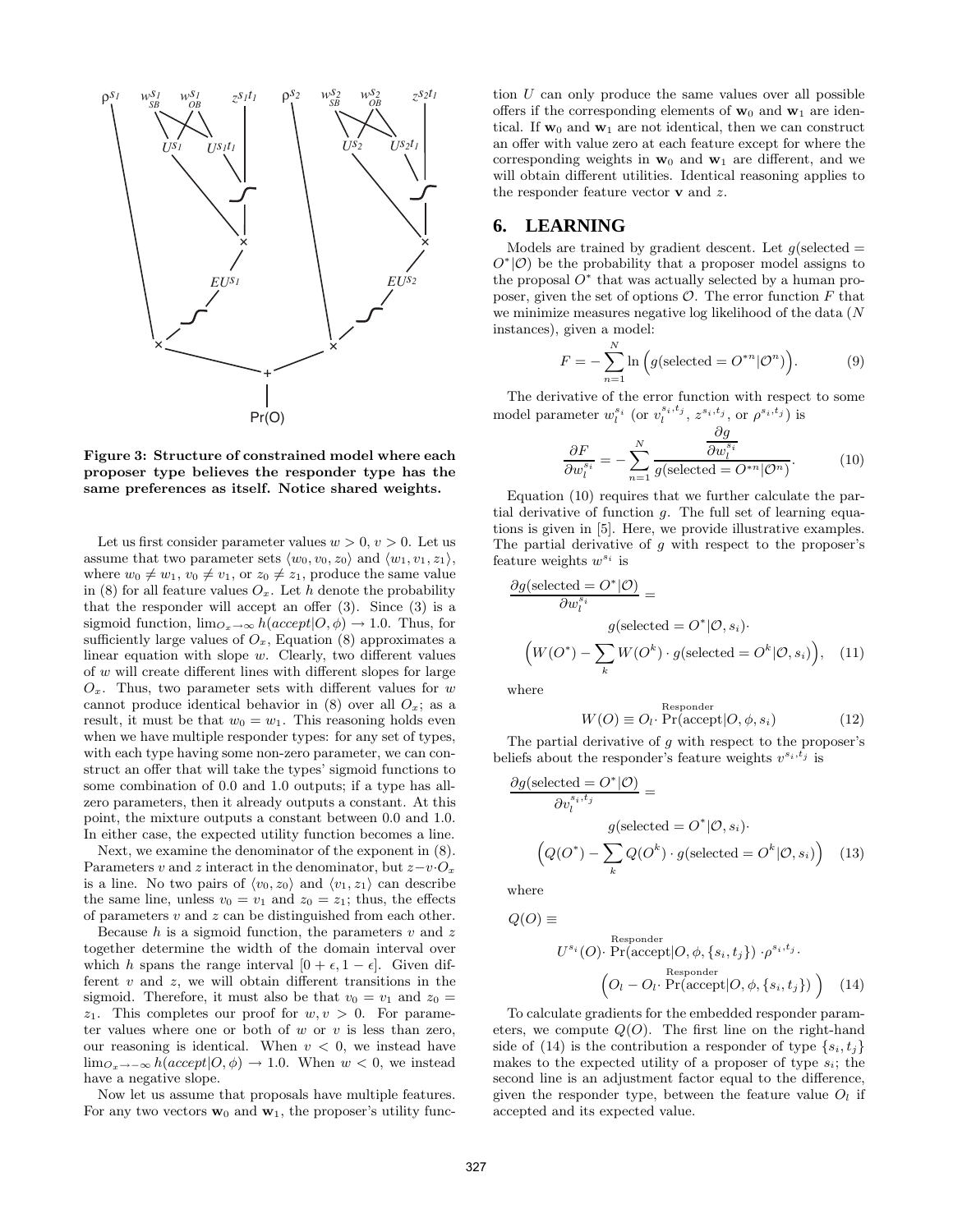**Figure 3: Structure of constrained model where each proposer type believes the responder type has the same preferences as itself. Notice shared weights.**

Let us first consider parameter values $w > 0$, $v > 0$. Let us assume that two parameter sets $\langle w_0, v_0, z_0 \rangle$ and $\langle w_1, v_1, z_1 \rangle$, where $w_0 \neq w_1$, $v_0 \neq v_1$, or $z_0 \neq z_1$, produce the same value in (8) for all feature values $O_x$. Let $h$ denote the probability that the responder will accept an offer (3). Since (3) is a sigmoid function, $\lim_{O_x \to \infty} h(accept|O, \phi) \to 1.0$. Thus, for sufficiently large values of $O_x$, Equation (8) approximates a linear equation with slope $w$. Clearly, two different values of $w$ will create different lines with different slopes for large $O_x$. Thus, two parameter sets with different values for $w$ cannot produce identical behavior in (8) over all $O_x$; as a result, it must be that $w_0 = w_1$. This reasoning holds even when we have multiple responder types: for any set of types, with each type having some non-zero parameter, we can construct an offer that will take the types' sigmoid functions to some combination of 0.0 and 1.0 outputs; if a type has all-zero parameters, then it already outputs a constant. At this point, the mixture outputs a constant between 0.0 and 1.0. In either case, the expected utility function becomes a line.

Next, we examine the denominator of the exponent in (8). Parameters $v$ and $z$ interact in the denominator, but $z - v \cdot O_x$ is a line. No two pairs of $\langle v_0, z_0 \rangle$ and $\langle v_1, z_1 \rangle$ can describe the same line, unless $v_0 = v_1$ and $z_0 = z_1$; thus, the effects of parameters $v$ and $z$ can be distinguished from each other.

Because $h$ is a sigmoid function, the parameters $v$ and $z$ together determine the width of the domain interval over which $h$ spans the range interval $[0 + \epsilon, 1 - \epsilon]$. Given different $v$ and $z$, we will obtain different transitions in the sigmoid. Therefore, it must also be that $v_0 = v_1$ and $z_0 = z_1$. This completes our proof for $w, v > 0$. For parameter values where one or both of $w$ or $v$ is less than zero, our reasoning is identical. When $v < 0$, we instead have $\lim_{O_x \to -\infty} h(accept|O, \phi) \to 1.0$. When $w < 0$, we instead have a negative slope.

Now let us assume that proposals have multiple features. For any two vectors $\mathbf{w}_0$ and $\mathbf{w}_1$, the proposer's utility function $U$ can only produce the same values over all possible offers if the corresponding elements of $\mathbf{w}_0$ and $\mathbf{w}_1$ are identical. If $\mathbf{w}_0$ and $\mathbf{w}_1$ are not identical, then we can construct an offer with value zero at each feature except for where the corresponding weights in $\mathbf{w}_0$ and $\mathbf{w}_1$ are different, and we will obtain different utilities. Identical reasoning applies to the responder feature vector $\mathbf{v}$ and $z$.

## 6. LEARNING

Models are trained by gradient descent. Let $g(\text{selected} = O^*|\mathcal{O})$ be the probability that a proposer model assigns to the proposal $O^*$ that was actually selected by a human proposer, given the set of options $\mathcal{O}$. The error function $F$ that we minimize measures negative log likelihood of the data ($N$ instances), given a model:

$$F = -\sum_{n=1}^{N} \ln\Big(g(\text{selected} = O^{*n}|\mathcal{O}^n)\Big). \tag{9}$$

The derivative of the error function with respect to some model parameter $w_l^{s_i}$ (or $v_l^{s_i,t_j}$, $z^{s_i,t_j}$, or $\rho^{s_i,t_j}$) is

$$\frac{\partial F}{\partial w_l^{s_i}} = -\sum_{n=1}^{N} \frac{\frac{\partial g}{\partial w_l^{s_i}}}{g(\text{selected} = O^{*n}|\mathcal{O}^n)}. \tag{10}$$

Equation (10) requires that we further calculate the partial derivative of function $g$. The full set of learning equations is given in [5]. Here, we provide illustrative examples. The partial derivative of $g$ with respect to the proposer's feature weights $w^{s_i}$ is

$$\frac{\partial g(\text{selected} = O^*|\mathcal{O})}{\partial w_l^{s_i}} = g(\text{selected} = O^*|\mathcal{O}, s_i) \cdot \Big(W(O^*) - \sum_k W(O^k) \cdot g(\text{selected} = O^k|\mathcal{O}, s_i)\Big), \tag{11}$$

where

$$W(O) \equiv O_l \cdot \overset{\text{Responder}}{\Pr}(\text{accept}|O, \phi, s_i) \tag{12}$$

The partial derivative of $g$ with respect to the proposer's beliefs about the responder's feature weights $v^{s_i,t_j}$ is

$$\frac{\partial g(\text{selected} = O^*|\mathcal{O})}{\partial v_l^{s_i,t_j}} = g(\text{selected} = O^*|\mathcal{O}, s_i) \cdot \Big(Q(O^*) - \sum_k Q(O^k) \cdot g(\text{selected} = O^k|\mathcal{O}, s_i)\Big) \tag{13}$$

where

$$Q(O) \equiv U^{s_i}(O) \cdot \overset{\text{Responder}}{\Pr}(\text{accept}|O, \phi, \{s_i, t_j\}) \cdot \rho^{s_i,t_j} \cdot \Big(O_l - O_l \cdot \overset{\text{Responder}}{\Pr}(\text{accept}|O, \phi, \{s_i, t_j\})\Big) \tag{14}$$

To calculate gradients for the embedded responder parameters, we compute $Q(O)$. The first line on the right-hand side of (14) is the contribution a responder of type $\{s_i, t_j\}$ makes to the expected utility of a proposer of type $s_i$; the second line is an adjustment factor equal to the difference, given the responder type, between the feature value $O_l$ if accepted and its expected value.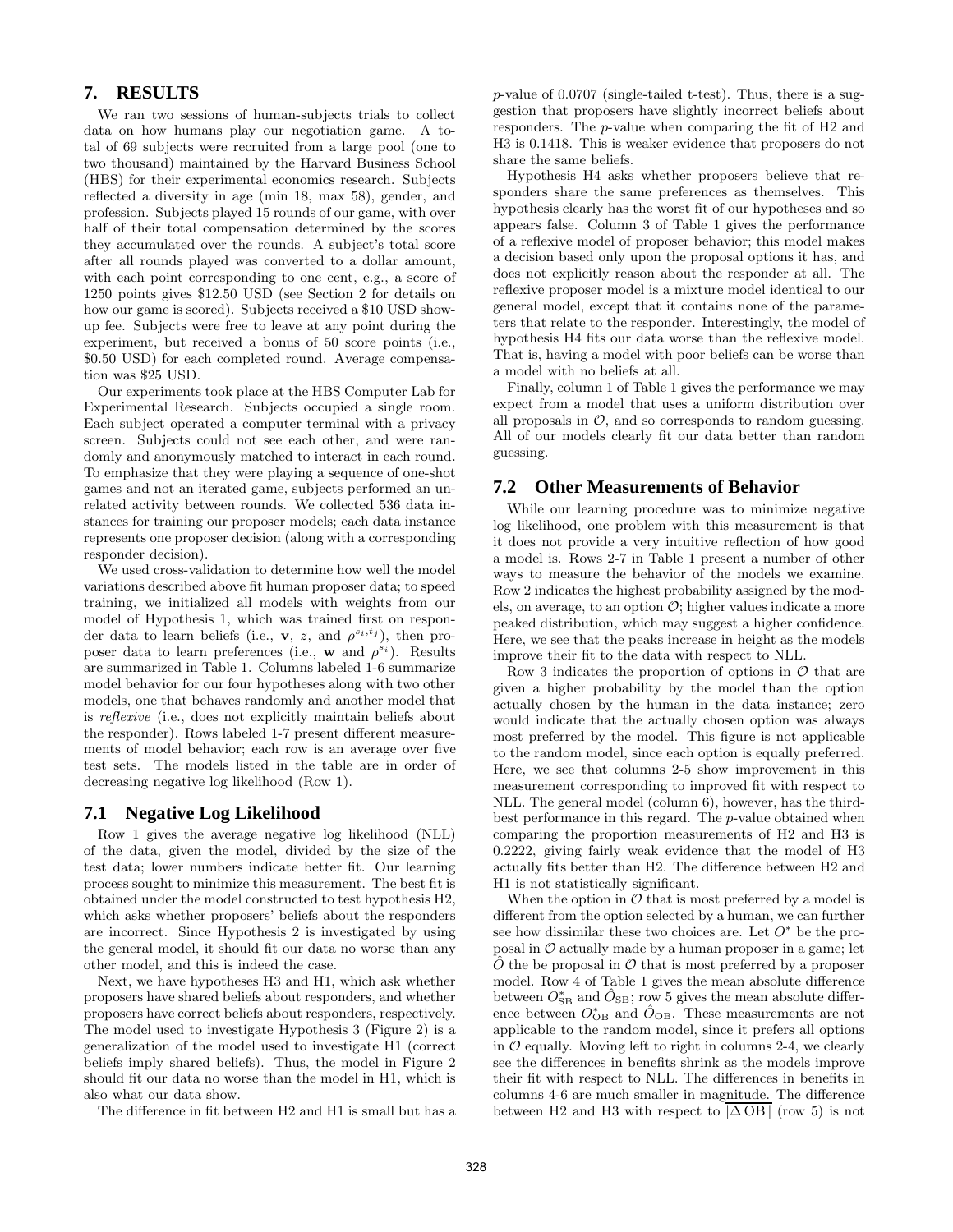## 7. RESULTS

We ran two sessions of human-subjects trials to collect data on how humans play our negotiation game. A total of 69 subjects were recruited from a large pool (one to two thousand) maintained by the Harvard Business School (HBS) for their experimental economics research. Subjects reflected a diversity in age (min 18, max 58), gender, and profession. Subjects played 15 rounds of our game, with over half of their total compensation determined by the scores they accumulated over the rounds. A subject's total score after all rounds played was converted to a dollar amount, with each point corresponding to one cent, e.g., a score of 1250 points gives \$12.50 USD (see Section 2 for details on how our game is scored). Subjects received a \$10 USD show-up fee. Subjects were free to leave at any point during the experiment, but received a bonus of 50 score points (i.e., \$0.50 USD) for each completed round. Average compensation was \$25 USD.

Our experiments took place at the HBS Computer Lab for Experimental Research. Subjects occupied a single room. Each subject operated a computer terminal with a privacy screen. Subjects could not see each other, and were randomly and anonymously matched to interact in each round. To emphasize that they were playing a sequence of one-shot games and not an iterated game, subjects performed an unrelated activity between rounds. We collected 536 data instances for training our proposer models; each data instance represents one proposer decision (along with a corresponding responder decision).

We used cross-validation to determine how well the model variations described above fit human proposer data; to speed training, we initialized all models with weights from our model of Hypothesis 1, which was trained first on responder data to learn beliefs (i.e., $\mathbf{v}$, $z$, and $\rho^{s_i,t_j}$), then proposer data to learn preferences (i.e., $\mathbf{w}$ and $\rho^{s_i}$). Results are summarized in Table 1. Columns labeled 1-6 summarize model behavior for our four hypotheses along with two other models, one that behaves randomly and another model that is *reflexive* (i.e., does not explicitly maintain beliefs about the responder). Rows labeled 1-7 present different measurements of model behavior; each row is an average over five test sets. The models listed in the table are in order of decreasing negative log likelihood (Row 1).

### 7.1 Negative Log Likelihood

Row 1 gives the average negative log likelihood (NLL) of the data, given the model, divided by the size of the test data; lower numbers indicate better fit. Our learning process sought to minimize this measurement. The best fit is obtained under the model constructed to test hypothesis H2, which asks whether proposers' beliefs about the responders are incorrect. Since Hypothesis 2 is investigated by using the general model, it should fit our data no worse than any other model, and this is indeed the case.

Next, we have hypotheses H3 and H1, which ask whether proposers have shared beliefs about responders, and whether proposers have correct beliefs about responders, respectively. The model used to investigate Hypothesis 3 (Figure 2) is a generalization of the model used to investigate H1 (correct beliefs imply shared beliefs). Thus, the model in Figure 2 should fit our data no worse than the model in H1, which is also what our data show.

The difference in fit between H2 and H1 is small but has a $p$-value of 0.0707 (single-tailed t-test). Thus, there is a suggestion that proposers have slightly incorrect beliefs about responders. The $p$-value when comparing the fit of H2 and H3 is 0.1418. This is weaker evidence that proposers do not share the same beliefs.

Hypothesis H4 asks whether proposers believe that responders share the same preferences as themselves. This hypothesis clearly has the worst fit of our hypotheses and so appears false. Column 3 of Table 1 gives the performance of a reflexive model of proposer behavior; this model makes a decision based only upon the proposal options it has, and does not explicitly reason about the responder at all. The reflexive proposer model is a mixture model identical to our general model, except that it contains none of the parameters that relate to the responder. Interestingly, the model of hypothesis H4 fits our data worse than the reflexive model. That is, having a model with poor beliefs can be worse than a model with no beliefs at all.

Finally, column 1 of Table 1 gives the performance we may expect from a model that uses a uniform distribution over all proposals in $\mathcal{O}$, and so corresponds to random guessing. All of our models clearly fit our data better than random guessing.

### 7.2 Other Measurements of Behavior

While our learning procedure was to minimize negative log likelihood, one problem with this measurement is that it does not provide a very intuitive reflection of how good a model is. Rows 2-7 in Table 1 present a number of other ways to measure the behavior of the models we examine. Row 2 indicates the highest probability assigned by the models, on average, to an option $\mathcal{O}$; higher values indicate a more peaked distribution, which may suggest a higher confidence. Here, we see that the peaks increase in height as the models improve their fit to the data with respect to NLL.

Row 3 indicates the proportion of options in $\mathcal{O}$ that are given a higher probability by the model than the option actually chosen by the human in the data instance; zero would indicate that the actually chosen option was always most preferred by the model. This figure is not applicable to the random model, since each option is equally preferred. Here, we see that columns 2-5 show improvement in this measurement corresponding to improved fit with respect to NLL. The general model (column 6), however, has the third-best performance in this regard. The $p$-value obtained when comparing the proportion measurements of H2 and H3 is 0.2222, giving fairly weak evidence that the model of H3 actually fits better than H2. The difference between H2 and H1 is not statistically significant.

When the option in $\mathcal{O}$ that is most preferred by a model is different from the option selected by a human, we can further see how dissimilar these two choices are. Let $O^*$ be the proposal in $\mathcal{O}$ actually made by a human proposer in a game; let $\hat{O}$ the be proposal in $\mathcal{O}$ that is most preferred by a proposer model. Row 4 of Table 1 gives the mean absolute difference between $O^*_{\mathrm{SB}}$ and $\hat{O}_{\mathrm{SB}}$; row 5 gives the mean absolute difference between $O^*_{\mathrm{OB}}$ and $\hat{O}_{\mathrm{OB}}$. These measurements are not applicable to the random model, since it prefers all options in $\mathcal{O}$ equally. Moving left to right in columns 2-4, we clearly see the differences in benefits shrink as the models improve their fit with respect to NLL. The differences in benefits in columns 4-6 are much smaller in magnitude. The difference between H2 and H3 with respect to $\overline{|\Delta\,\mathrm{OB}|}$ (row 5) is not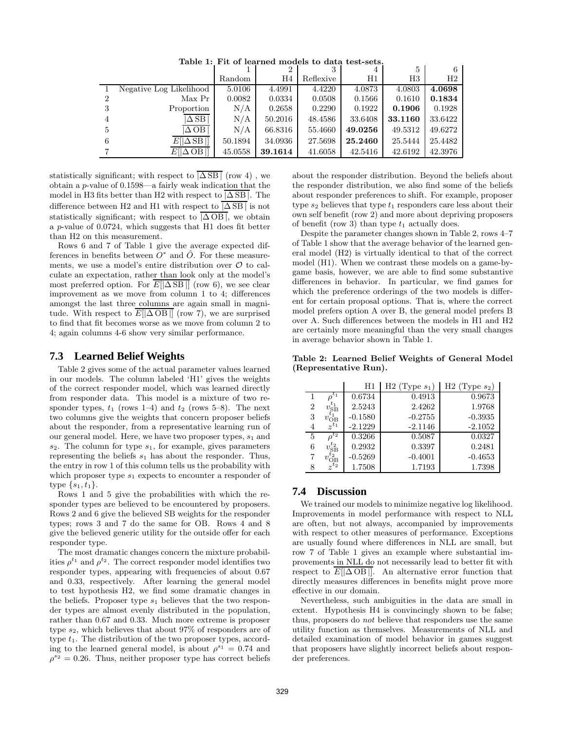**Table 1: Fit of learned models to data test-sets.**

| | | 1 | 2 | 3 | 4 | 5 | 6 |
|---|---|---|---|---|---|---|---|
| | | Random | H4 | Reflexive | H1 | H3 | H2 |
| 1 | Negative Log Likelihood | 5.0106 | 4.4991 | 4.4220 | 4.0873 | 4.0803 | **4.0698** |
| 2 | Max Pr | 0.0082 | 0.0334 | 0.0508 | 0.1566 | 0.1610 | **0.1834** |
| 3 | Proportion | N/A | 0.2658 | 0.2290 | 0.1922 | **0.1906** | 0.1928 |
| 4 | $\overline{\lvert\Delta\,\mathrm{SB}\rvert}$ | N/A | 50.2016 | 48.4586 | 33.6408 | **33.1160** | 33.6422 |
| 5 | $\overline{\lvert\Delta\,\mathrm{OB}\rvert}$ | N/A | 66.8316 | 55.4660 | **49.0256** | 49.5312 | 49.6272 |
| 6 | $\overline{E[\lvert\Delta\,\mathrm{SB}\rvert]}$ | 50.1894 | 34.0936 | 27.5698 | **25.2460** | 25.5444 | 25.4482 |
| 7 | $\overline{E[\lvert\Delta\,\mathrm{OB}\rvert]}$ | 45.0558 | **39.1614** | 41.6058 | 42.5416 | 42.6192 | 42.3976 |

statistically significant; with respect to $\overline{|\Delta\,\mathrm{SB}|}$ (row 4) , we obtain a $p$-value of 0.1598—a fairly weak indication that the model in H3 fits better than H2 with respect to $\overline{|\Delta\,\mathrm{SB}|}$. The difference between H2 and H1 with respect to $\overline{|\Delta\,\mathrm{SB}|}$ is not statistically significant; with respect to $\overline{|\Delta\,\mathrm{OB}|}$, we obtain a $p$-value of 0.0724, which suggests that H1 does fit better than H2 on this measurement.

Rows 6 and 7 of Table 1 give the average expected differences in benefits between $O^*$ and $\hat{O}$. For these measurements, we use a model's entire distribution over $\mathcal{O}$ to calculate an expectation, rather than look only at the model's most preferred option. For $\overline{E[|\Delta\,\mathrm{SB}|]}$ (row 6), we see clear improvement as we move from column 1 to 4; differences amongst the last three columns are again small in magnitude. With respect to $\overline{E[|\Delta\,\mathrm{OB}|]}$ (row 7), we are surprised to find that fit becomes worse as we move from column 2 to 4; again columns 4-6 show very similar performance.

### 7.3 Learned Belief Weights

Table 2 gives some of the actual parameter values learned in our models. The column labeled 'H1' gives the weights of the correct responder model, which was learned directly from responder data. This model is a mixture of two responder types, $t_1$ (rows 1–4) and $t_2$ (rows 5–8). The next two columns give the weights that concern proposer beliefs about the responder, from a representative learning run of our general model. Here, we have two proposer types, $s_1$ and $s_2$. The column for type $s_1$, for example, gives parameters representing the beliefs $s_1$ has about the responder. Thus, the entry in row 1 of this column tells us the probability with which proposer type $s_1$ expects to encounter a responder of type $\{s_1, t_1\}$.

Rows 1 and 5 give the probabilities with which the responder types are believed to be encountered by proposers. Rows 2 and 6 give the believed SB weights for the responder types; rows 3 and 7 do the same for OB. Rows 4 and 8 give the believed generic utility for the outside offer for each responder type.

The most dramatic changes concern the mixture probabilities $\rho^{t_1}$ and $\rho^{t_2}$. The correct responder model identifies two responder types, appearing with frequencies of about 0.67 and 0.33, respectively. After learning the general model to test hypothesis H2, we find some dramatic changes in the beliefs. Proposer type $s_1$ believes that the two responder types are almost evenly distributed in the population, rather than 0.67 and 0.33. Much more extreme is proposer type $s_2$, which believes that about 97% of responders are of type $t_1$. The distribution of the two proposer types, according to the learned general model, is about $\rho^{s_1} = 0.74$ and $\rho^{s_2} = 0.26$. Thus, neither proposer type has correct beliefs about the responder distribution. Beyond the beliefs about the responder distribution, we also find some of the beliefs about responder preferences to shift. For example, proposer type $s_2$ believes that type $t_1$ responders care less about their own self benefit (row 2) and more about depriving proposers of benefit (row 3) than type $t_1$ actually does.

Despite the parameter changes shown in Table 2, rows 4–7 of Table 1 show that the average behavior of the learned general model (H2) is virtually identical to that of the correct model (H1). When we contrast these models on a game-by-game basis, however, we are able to find some substantive differences in behavior. In particular, we find games for which the preference orderings of the two models is different for certain proposal options. That is, where the correct model prefers option A over B, the general model prefers B over A. Such differences between the models in H1 and H2 are certainly more meaningful than the very small changes in average behavior shown in Table 1.

**Table 2: Learned Belief Weights of General Model (Representative Run).**

| | | H1 | H2 (Type $s_1$) | H2 (Type $s_2$) |
|---|---|---|---|---|
| 1 | $\rho^{t_1}$ | 0.6734 | 0.4913 | 0.9673 |
| 2 | $v_{\mathrm{SB}}^{t_1}$ | 2.5243 | 2.4262 | 1.9768 |
| 3 | $v_{\mathrm{OB}}^{t_1}$ | -0.1580 | -0.2755 | -0.3935 |
| 4 | $z^{t_1}$ | -2.1229 | -2.1146 | -2.1052 |
| 5 | $\rho^{t_2}$ | 0.3266 | 0.5087 | 0.0327 |
| 6 | $v_{\mathrm{SB}}^{t_2}$ | 0.2932 | 0.3397 | 0.2481 |
| 7 | $v_{\mathrm{OB}}^{t_2}$ | -0.5269 | -0.4001 | -0.4653 |
| 8 | $z^{t_2}$ | 1.7508 | 1.7193 | 1.7398 |

### 7.4 Discussion

We trained our models to minimize negative log likelihood. Improvements in model performance with respect to NLL are often, but not always, accompanied by improvements with respect to other measures of performance. Exceptions are usually found where differences in NLL are small, but row 7 of Table 1 gives an example where substantial improvements in NLL do not necessarily lead to better fit with respect to $\overline{E[|\Delta\,\mathrm{OB}|]}$. An alternative error function that directly measures differences in benefits might prove more effective in our domain.

Nevertheless, such ambiguities in the data are small in extent. Hypothesis H4 is convincingly shown to be false; thus, proposers do *not* believe that responders use the same utility function as themselves. Measurements of NLL and detailed examination of model behavior in games suggest that proposers have slightly incorrect beliefs about responder preferences.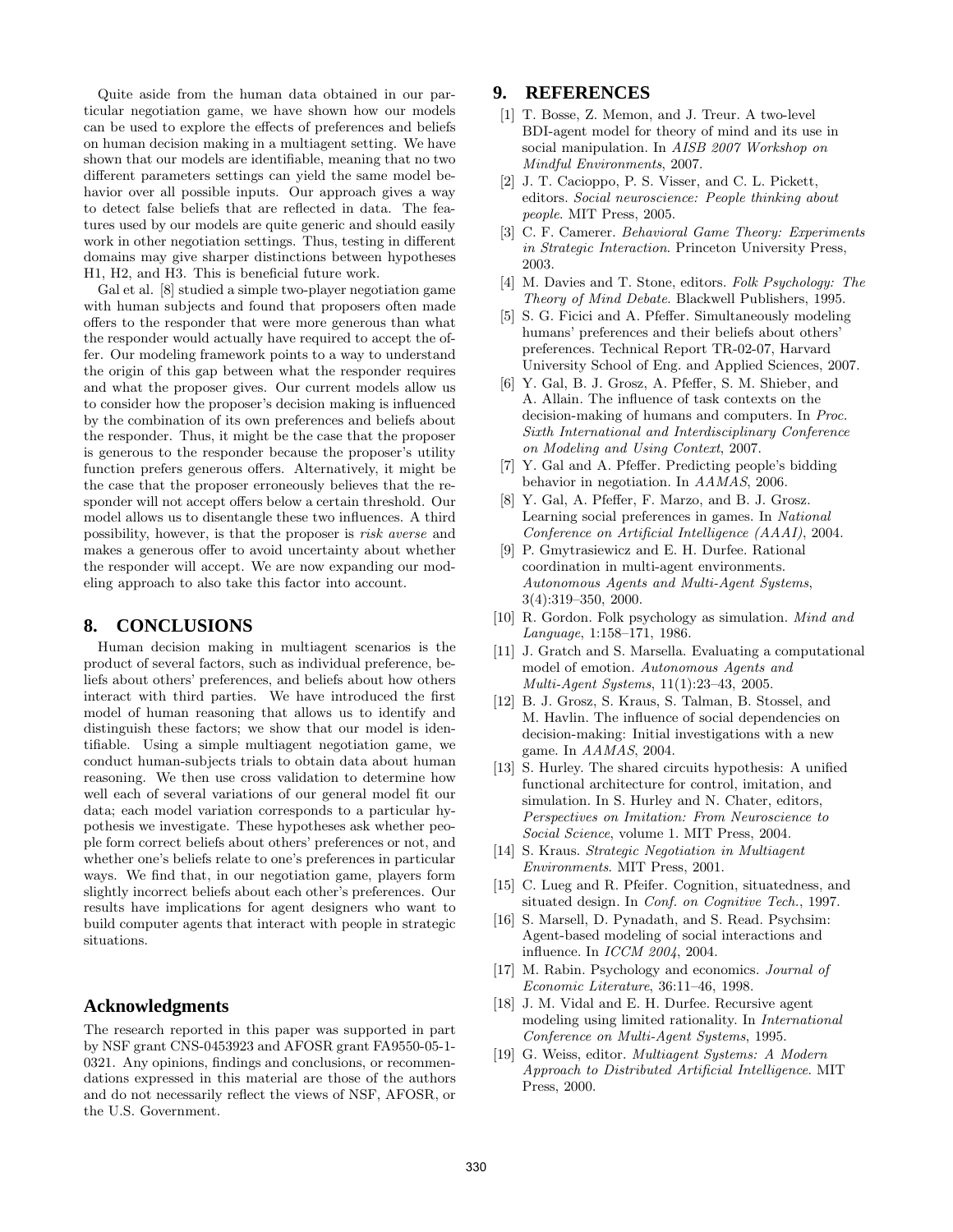Quite aside from the human data obtained in our particular negotiation game, we have shown how our models can be used to explore the effects of preferences and beliefs on human decision making in a multiagent setting. We have shown that our models are identifiable, meaning that no two different parameters settings can yield the same model behavior over all possible inputs. Our approach gives a way to detect false beliefs that are reflected in data. The features used by our models are quite generic and should easily work in other negotiation settings. Thus, testing in different domains may give sharper distinctions between hypotheses H1, H2, and H3. This is beneficial future work.

Gal et al. [8] studied a simple two-player negotiation game with human subjects and found that proposers often made offers to the responder that were more generous than what the responder would actually have required to accept the offer. Our modeling framework points to a way to understand the origin of this gap between what the responder requires and what the proposer gives. Our current models allow us to consider how the proposer's decision making is influenced by the combination of its own preferences and beliefs about the responder. Thus, it might be the case that the proposer is generous to the responder because the proposer's utility function prefers generous offers. Alternatively, it might be the case that the proposer erroneously believes that the responder will not accept offers below a certain threshold. Our model allows us to disentangle these two influences. A third possibility, however, is that the proposer is *risk averse* and makes a generous offer to avoid uncertainty about whether the responder will accept. We are now expanding our modeling approach to also take this factor into account.

## 8. CONCLUSIONS

Human decision making in multiagent scenarios is the product of several factors, such as individual preference, beliefs about others' preferences, and beliefs about how others interact with third parties. We have introduced the first model of human reasoning that allows us to identify and distinguish these factors; we show that our model is identifiable. Using a simple multiagent negotiation game, we conduct human-subjects trials to obtain data about human reasoning. We then use cross validation to determine how well each of several variations of our general model fit our data; each model variation corresponds to a particular hypothesis we investigate. These hypotheses ask whether people form correct beliefs about others' preferences or not, and whether one's beliefs relate to one's preferences in particular ways. We find that, in our negotiation game, players form slightly incorrect beliefs about each other's preferences. Our results have implications for agent designers who want to build computer agents that interact with people in strategic situations.

## Acknowledgments

The research reported in this paper was supported in part by NSF grant CNS-0453923 and AFOSR grant FA9550-05-1-0321. Any opinions, findings and conclusions, or recommendations expressed in this material are those of the authors and do not necessarily reflect the views of NSF, AFOSR, or the U.S. Government.

## 9. REFERENCES

[1] T. Bosse, Z. Memon, and J. Treur. A two-level BDI-agent model for theory of mind and its use in social manipulation. In *AISB 2007 Workshop on Mindful Environments*, 2007.

[2] J. T. Cacioppo, P. S. Visser, and C. L. Pickett, editors. *Social neuroscience: People thinking about people*. MIT Press, 2005.

[3] C. F. Camerer. *Behavioral Game Theory: Experiments in Strategic Interaction*. Princeton University Press, 2003.

[4] M. Davies and T. Stone, editors. *Folk Psychology: The Theory of Mind Debate*. Blackwell Publishers, 1995.

[5] S. G. Ficici and A. Pfeffer. Simultaneously modeling humans' preferences and their beliefs about others' preferences. Technical Report TR-02-07, Harvard University School of Eng. and Applied Sciences, 2007.

[6] Y. Gal, B. J. Grosz, A. Pfeffer, S. M. Shieber, and A. Allain. The influence of task contexts on the decision-making of humans and computers. In *Proc. Sixth International and Interdisciplinary Conference on Modeling and Using Context*, 2007.

[7] Y. Gal and A. Pfeffer. Predicting people's bidding behavior in negotiation. In *AAMAS*, 2006.

[8] Y. Gal, A. Pfeffer, F. Marzo, and B. J. Grosz. Learning social preferences in games. In *National Conference on Artificial Intelligence (AAAI)*, 2004.

[9] P. Gmytrasiewicz and E. H. Durfee. Rational coordination in multi-agent environments. *Autonomous Agents and Multi-Agent Systems*, 3(4):319–350, 2000.

[10] R. Gordon. Folk psychology as simulation. *Mind and Language*, 1:158–171, 1986.

[11] J. Gratch and S. Marsella. Evaluating a computational model of emotion. *Autonomous Agents and Multi-Agent Systems*, 11(1):23–43, 2005.

[12] B. J. Grosz, S. Kraus, S. Talman, B. Stossel, and M. Havlin. The influence of social dependencies on decision-making: Initial investigations with a new game. In *AAMAS*, 2004.

[13] S. Hurley. The shared circuits hypothesis: A unified functional architecture for control, imitation, and simulation. In S. Hurley and N. Chater, editors, *Perspectives on Imitation: From Neuroscience to Social Science*, volume 1. MIT Press, 2004.

[14] S. Kraus. *Strategic Negotiation in Multiagent Environments*. MIT Press, 2001.

[15] C. Lueg and R. Pfeifer. Cognition, situatedness, and situated design. In *Conf. on Cognitive Tech.*, 1997.

[16] S. Marsell, D. Pynadath, and S. Read. Psychsim: Agent-based modeling of social interactions and influence. In *ICCM 2004*, 2004.

[17] M. Rabin. Psychology and economics. *Journal of Economic Literature*, 36:11–46, 1998.

[18] J. M. Vidal and E. H. Durfee. Recursive agent modeling using limited rationality. In *International Conference on Multi-Agent Systems*, 1995.

[19] G. Weiss, editor. *Multiagent Systems: A Modern Approach to Distributed Artificial Intelligence*. MIT Press, 2000.